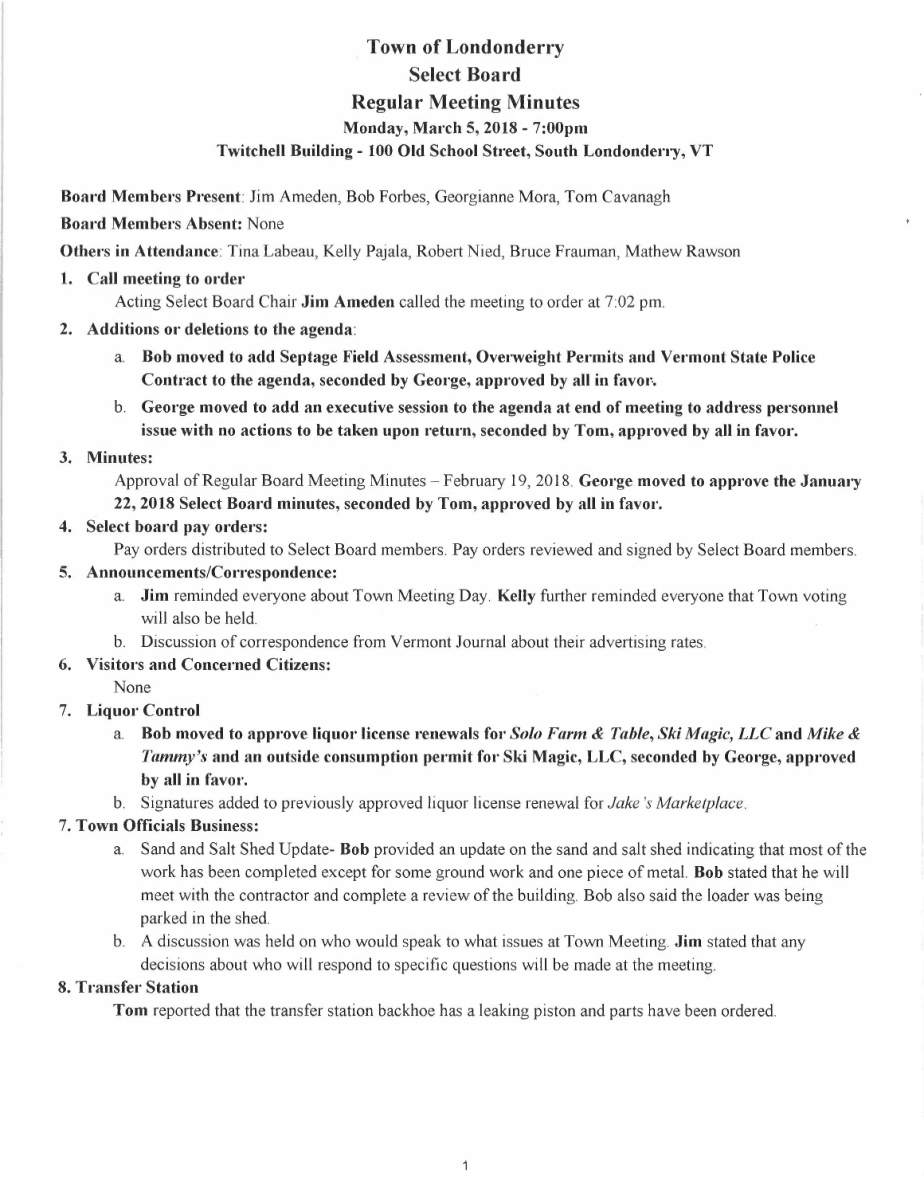# Town of Londonderry
## Select Board
## Regular Meeting Minutes
### Monday, March 5, 2018 - 7:00pm
### Twitchell Building - 100 Old School Street, South Londonderry, VT

**Board Members Present**: Jim Ameden, Bob Forbes, Georgianne Mora, Tom Cavanagh

**Board Members Absent:** None

**Others in Attendance**: Tina Labeau, Kelly Pajala, Robert Nied, Bruce Frauman, Mathew Rawson

1. **Call meeting to order**

   Acting Select Board Chair **Jim Ameden** called the meeting to order at 7:02 pm.

2. **Additions or deletions to the agenda**:
   a. **Bob moved to add Septage Field Assessment, Overweight Permits and Vermont State Police Contract to the agenda, seconded by George, approved by all in favor.**
   b. **George moved to add an executive session to the agenda at end of meeting to address personnel issue with no actions to be taken upon return, seconded by Tom, approved by all in favor.**

3. **Minutes:**

   Approval of Regular Board Meeting Minutes – February 19, 2018. **George moved to approve the January 22, 2018 Select Board minutes, seconded by Tom, approved by all in favor.**

4. **Select board pay orders:**

   Pay orders distributed to Select Board members. Pay orders reviewed and signed by Select Board members.

5. **Announcements/Correspondence:**
   a. **Jim** reminded everyone about Town Meeting Day. **Kelly** further reminded everyone that Town voting will also be held.
   b. Discussion of correspondence from Vermont Journal about their advertising rates.

6. **Visitors and Concerned Citizens:**

   None

7. **Liquor Control**
   a. **Bob moved to approve liquor license renewals for *Solo Farm & Table*, *Ski Magic, LLC* and *Mike & Tammy's* and an outside consumption permit for Ski Magic, LLC, seconded by George, approved by all in favor.**
   b. Signatures added to previously approved liquor license renewal for *Jake's Marketplace*.

**7. Town Officials Business:**

   a. Sand and Salt Shed Update- **Bob** provided an update on the sand and salt shed indicating that most of the work has been completed except for some ground work and one piece of metal. **Bob** stated that he will meet with the contractor and complete a review of the building. Bob also said the loader was being parked in the shed.
   b. A discussion was held on who would speak to what issues at Town Meeting. **Jim** stated that any decisions about who will respond to specific questions will be made at the meeting.

**8. Transfer Station**

   **Tom** reported that the transfer station backhoe has a leaking piston and parts have been ordered.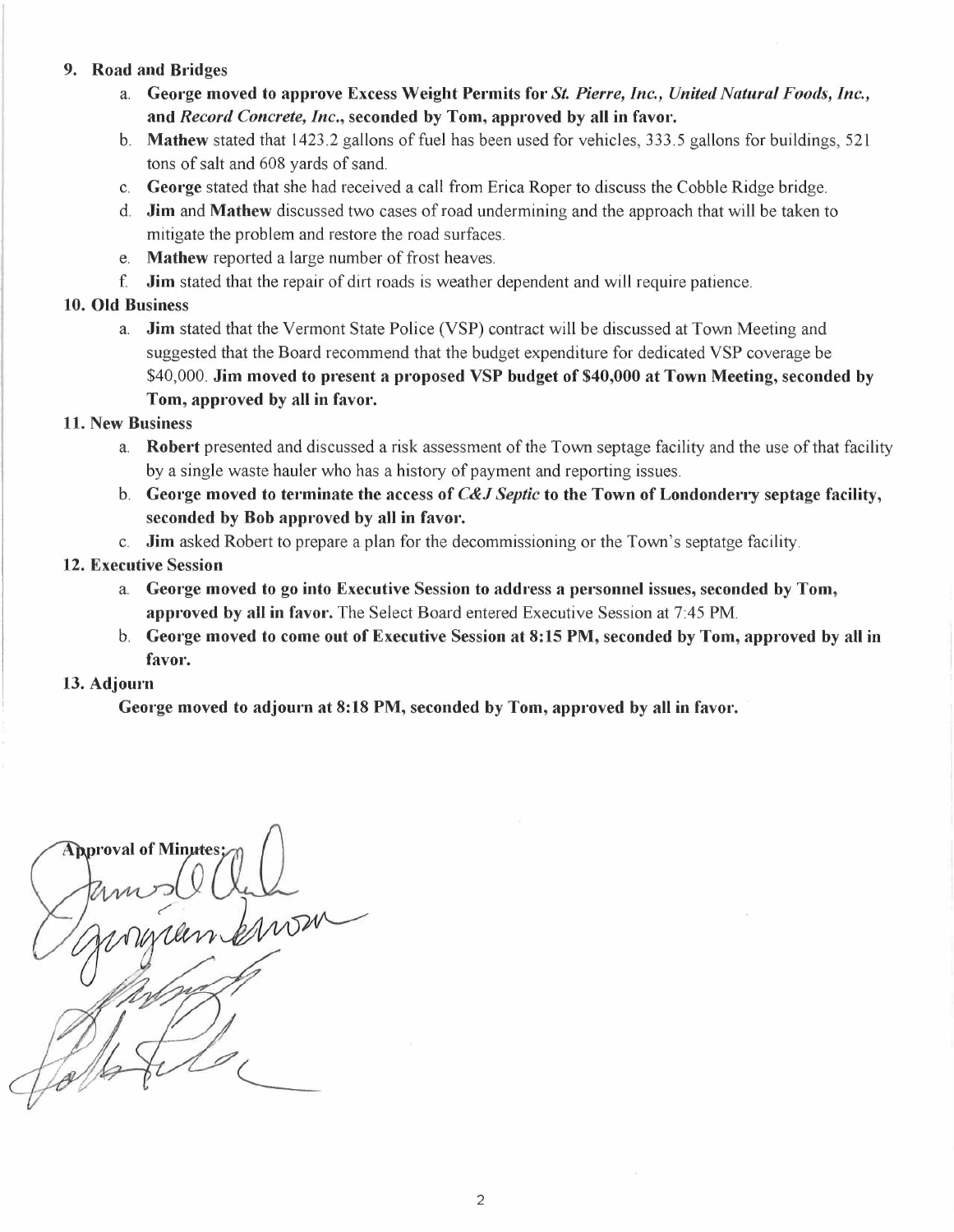9. **Road and Bridges**
   a. **George moved to approve Excess Weight Permits for *St. Pierre, Inc., United Natural Foods, Inc.,* and *Record Concrete, Inc.*, seconded by Tom, approved by all in favor.**
   b. **Mathew** stated that 1423.2 gallons of fuel has been used for vehicles, 333.5 gallons for buildings, 521 tons of salt and 608 yards of sand.
   c. **George** stated that she had received a call from Erica Roper to discuss the Cobble Ridge bridge.
   d. **Jim** and **Mathew** discussed two cases of road undermining and the approach that will be taken to mitigate the problem and restore the road surfaces.
   e. **Mathew** reported a large number of frost heaves.
   f. **Jim** stated that the repair of dirt roads is weather dependent and will require patience.

10. **Old Business**
    a. **Jim** stated that the Vermont State Police (VSP) contract will be discussed at Town Meeting and suggested that the Board recommend that the budget expenditure for dedicated VSP coverage be $40,000. **Jim moved to present a proposed VSP budget of $40,000 at Town Meeting, seconded by Tom, approved by all in favor.**

11. **New Business**
    a. **Robert** presented and discussed a risk assessment of the Town septage facility and the use of that facility by a single waste hauler who has a history of payment and reporting issues.
    b. **George moved to terminate the access of *C&J Septic* to the Town of Londonderry septage facility, seconded by Bob approved by all in favor.**
    c. **Jim** asked Robert to prepare a plan for the decommissioning or the Town's septatge facility.

12. **Executive Session**
    a. **George moved to go into Executive Session to address a personnel issues, seconded by Tom, approved by all in favor.** The Select Board entered Executive Session at 7:45 PM.
    b. **George moved to come out of Executive Session at 8:15 PM, seconded by Tom, approved by all in favor.**

13. **Adjourn**

    **George moved to adjourn at 8:18 PM, seconded by Tom, approved by all in favor.**

**Approval of Minutes:**